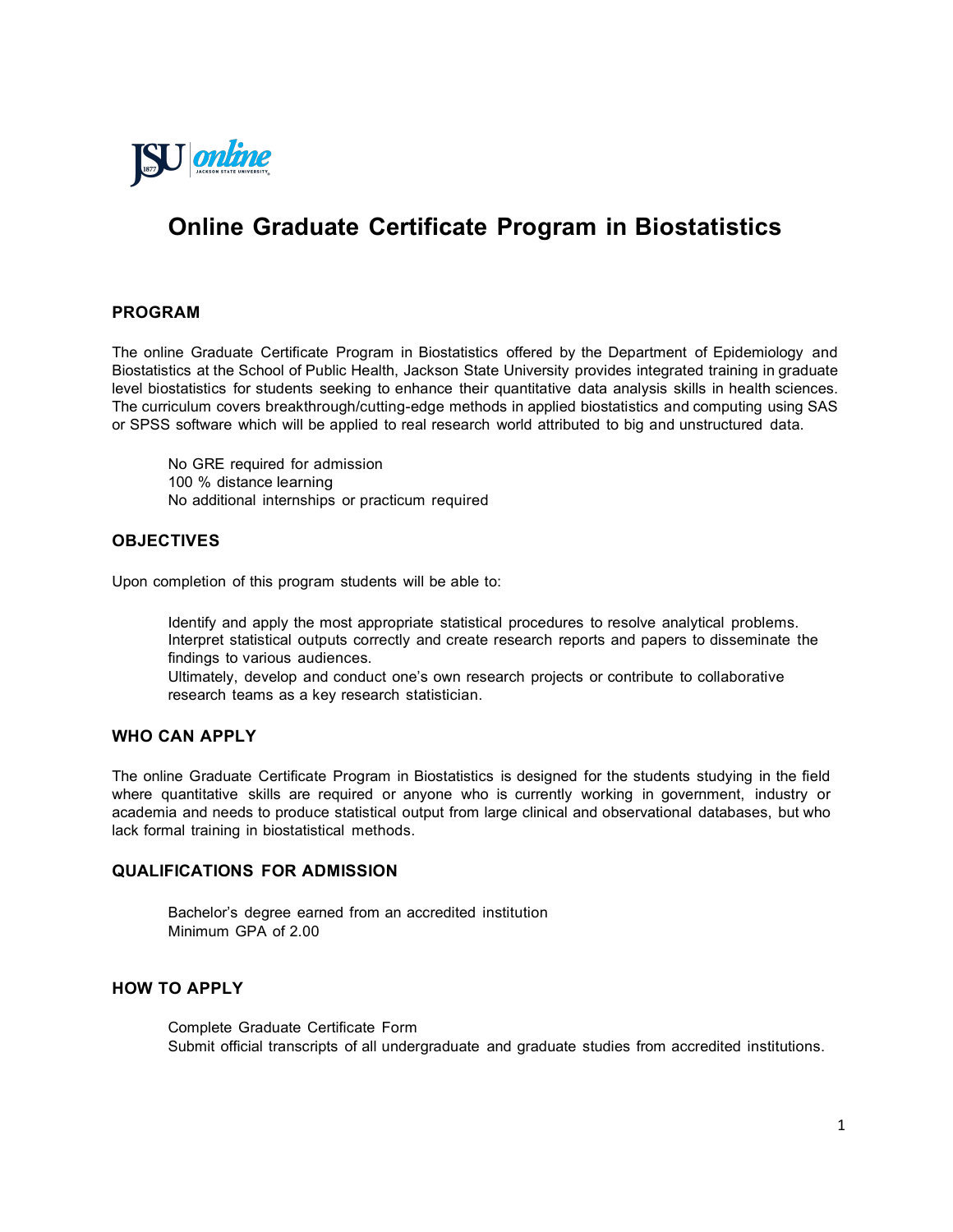# Online Graduate Certificate Program in Biostatistics

## PROGRAM

The online Graduate Certificate Program in Biostatistics offered by the Department of Epidemiology and Biostatistics at the School of Public Health, Jackson State University provides integrated training in graduate level biostatistics for students seeking to enhance their quantitative data analysis skills in health sciences. The curriculum covers breakthrough/cutting-edge methods in applied biostatistics and computing using SAS or SPSS software which will be applied to real research world attributed to big and unstructured data.

- No GRE required for admission
- 100 % distance learning
- No additional internships or practicum required

## OBJECTIVES

Upon completion of this program students will be able to:

- Identify and apply the most appropriate statistical procedures to resolve analytical problems.
- Interpret statistical outputs correctly and create research reports and papers to disseminate the findings to various audiences.
- Ultimately, develop and conduct one's own research projects or contribute to collaborative research teams as a key research statistician.

## WHO CAN APPLY

The online Graduate Certificate Program in Biostatistics is designed for the students studying in the field where quantitative skills are required or anyone who is currently working in government, industry or academia and needs to produce statistical output from large clinical and observational databases, but who lack formal training in biostatistical methods.

## QUALIFICATIONS FOR ADMISSION

- Bachelor's degree earned from an accredited institution
- Minimum GPA of 2.00

## HOW TO APPLY

- Complete Graduate Certificate Form
- Submit official transcripts of all undergraduate and graduate studies from accredited institutions.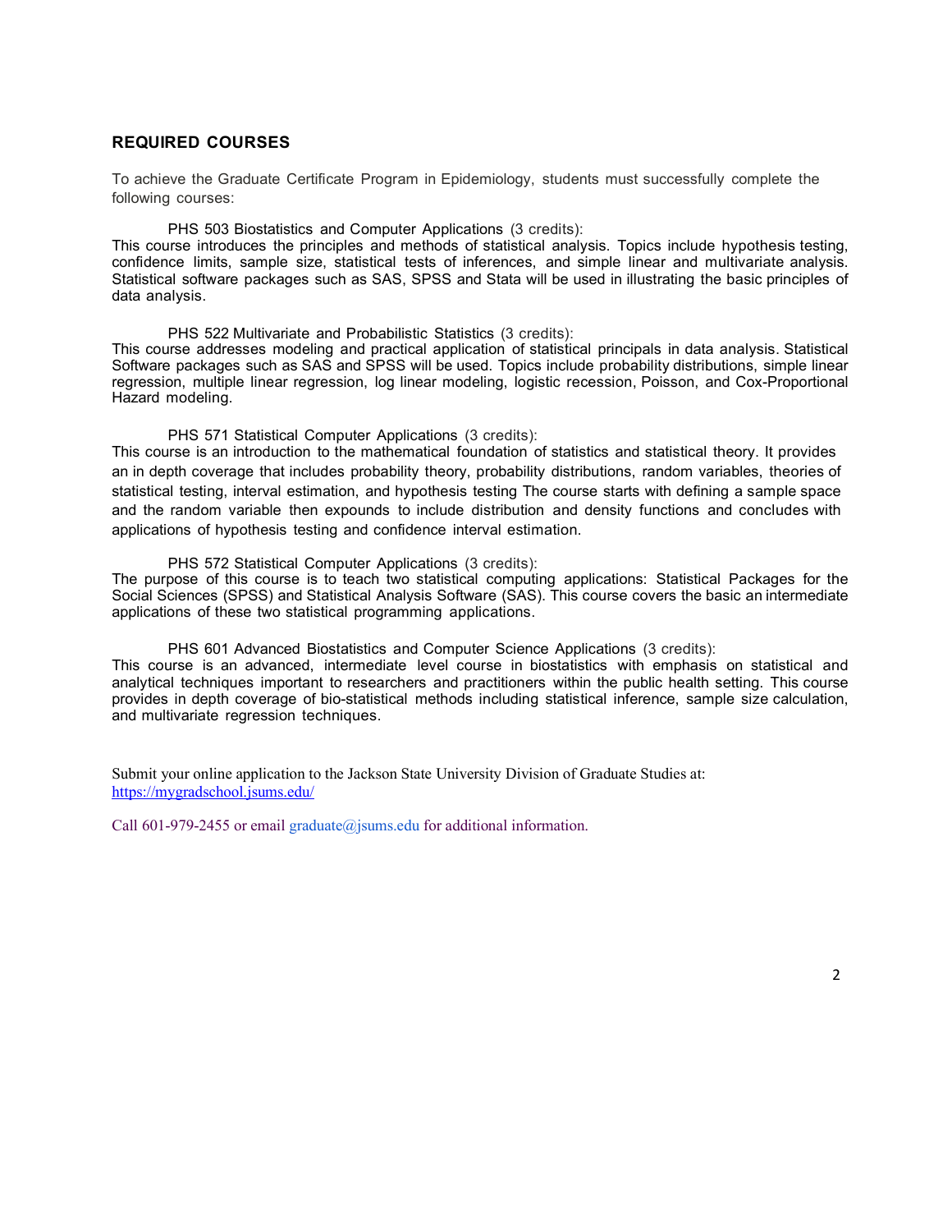## REQUIRED COURSES

To achieve the Graduate Certificate Program in Epidemiology, students must successfully complete the following courses:

PHS 503 Biostatistics and Computer Applications (3 credits):
This course introduces the principles and methods of statistical analysis. Topics include hypothesis testing, confidence limits, sample size, statistical tests of inferences, and simple linear and multivariate analysis. Statistical software packages such as SAS, SPSS and Stata will be used in illustrating the basic principles of data analysis.

PHS 522 Multivariate and Probabilistic Statistics (3 credits):
This course addresses modeling and practical application of statistical principals in data analysis. Statistical Software packages such as SAS and SPSS will be used. Topics include probability distributions, simple linear regression, multiple linear regression, log linear modeling, logistic recession, Poisson, and Cox-Proportional Hazard modeling.

PHS 571 Statistical Computer Applications (3 credits):
This course is an introduction to the mathematical foundation of statistics and statistical theory. It provides an in depth coverage that includes probability theory, probability distributions, random variables, theories of statistical testing, interval estimation, and hypothesis testing The course starts with defining a sample space and the random variable then expounds to include distribution and density functions and concludes with applications of hypothesis testing and confidence interval estimation.

PHS 572 Statistical Computer Applications (3 credits):
The purpose of this course is to teach two statistical computing applications: Statistical Packages for the Social Sciences (SPSS) and Statistical Analysis Software (SAS). This course covers the basic an intermediate applications of these two statistical programming applications.

PHS 601 Advanced Biostatistics and Computer Science Applications (3 credits):
This course is an advanced, intermediate level course in biostatistics with emphasis on statistical and analytical techniques important to researchers and practitioners within the public health setting. This course provides in depth coverage of bio-statistical methods including statistical inference, sample size calculation, and multivariate regression techniques.

Submit your online application to the Jackson State University Division of Graduate Studies at:
https://mygradschool.jsums.edu/

Call 601-979-2455 or email graduate@jsums.edu for additional information.